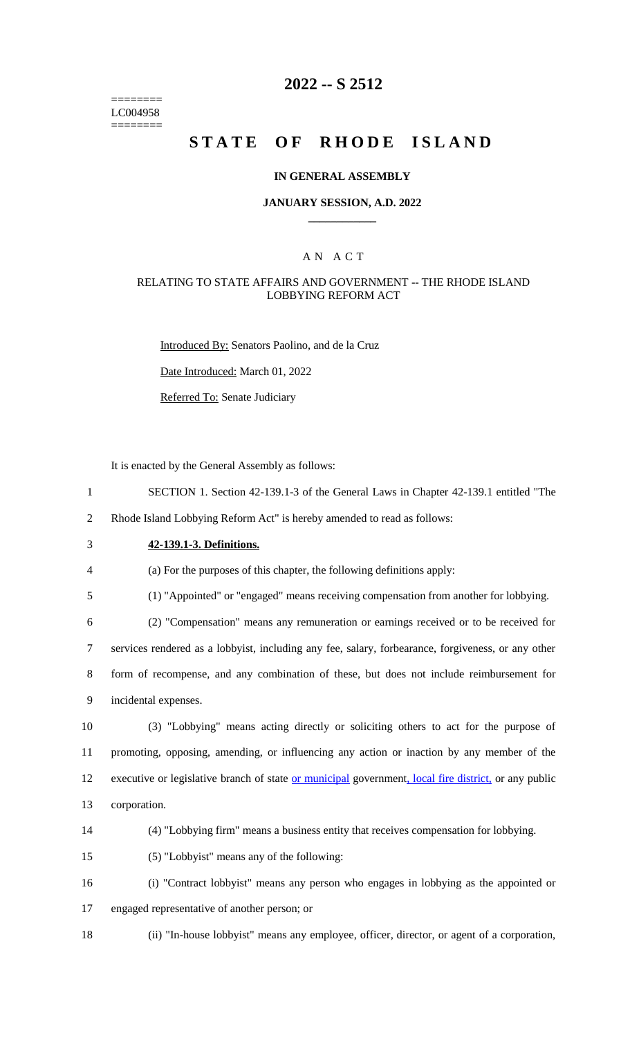# 2022 -- S 2512

LC004958

# STATE OF RHODE ISLAND

## IN GENERAL ASSEMBLY

### JANUARY SESSION, A.D. 2022

### A N A C T

RELATING TO STATE AFFAIRS AND GOVERNMENT -- THE RHODE ISLAND LOBBYING REFORM ACT

Introduced By: Senators Paolino, and de la Cruz

Date Introduced: March 01, 2022

Referred To: Senate Judiciary

It is enacted by the General Assembly as follows:

1 SECTION 1. Section 42-139.1-3 of the General Laws in Chapter 42-139.1 entitled "The
2 Rhode Island Lobbying Reform Act" is hereby amended to read as follows:

3 **42-139.1-3. Definitions.**

4 (a) For the purposes of this chapter, the following definitions apply:

5 (1) "Appointed" or "engaged" means receiving compensation from another for lobbying.

6 (2) "Compensation" means any remuneration or earnings received or to be received for
7 services rendered as a lobbyist, including any fee, salary, forbearance, forgiveness, or any other
8 form of recompense, and any combination of these, but does not include reimbursement for
9 incidental expenses.

10 (3) "Lobbying" means acting directly or soliciting others to act for the purpose of
11 promoting, opposing, amending, or influencing any action or inaction by any member of the
12 executive or legislative branch of state or municipal government, local fire district, or any public
13 corporation.

14 (4) "Lobbying firm" means a business entity that receives compensation for lobbying.

15 (5) "Lobbyist" means any of the following:

16 (i) "Contract lobbyist" means any person who engages in lobbying as the appointed or
17 engaged representative of another person; or

18 (ii) "In-house lobbyist" means any employee, officer, director, or agent of a corporation,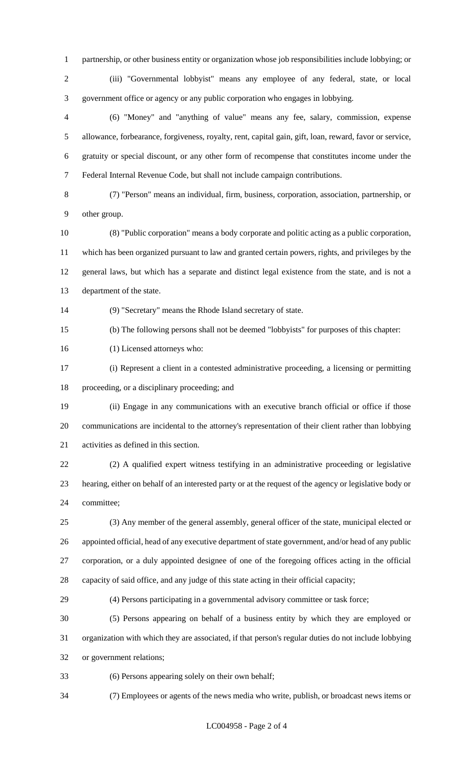partnership, or other business entity or organization whose job responsibilities include lobbying; or

(iii) "Governmental lobbyist" means any employee of any federal, state, or local government office or agency or any public corporation who engages in lobbying.

(6) "Money" and "anything of value" means any fee, salary, commission, expense allowance, forbearance, forgiveness, royalty, rent, capital gain, gift, loan, reward, favor or service, gratuity or special discount, or any other form of recompense that constitutes income under the Federal Internal Revenue Code, but shall not include campaign contributions.

(7) "Person" means an individual, firm, business, corporation, association, partnership, or other group.

(8) "Public corporation" means a body corporate and politic acting as a public corporation, which has been organized pursuant to law and granted certain powers, rights, and privileges by the general laws, but which has a separate and distinct legal existence from the state, and is not a department of the state.

(9) "Secretary" means the Rhode Island secretary of state.

(b) The following persons shall not be deemed "lobbyists" for purposes of this chapter:

(1) Licensed attorneys who:

(i) Represent a client in a contested administrative proceeding, a licensing or permitting proceeding, or a disciplinary proceeding; and

(ii) Engage in any communications with an executive branch official or office if those communications are incidental to the attorney's representation of their client rather than lobbying activities as defined in this section.

(2) A qualified expert witness testifying in an administrative proceeding or legislative hearing, either on behalf of an interested party or at the request of the agency or legislative body or committee;

(3) Any member of the general assembly, general officer of the state, municipal elected or appointed official, head of any executive department of state government, and/or head of any public corporation, or a duly appointed designee of one of the foregoing offices acting in the official capacity of said office, and any judge of this state acting in their official capacity;

(4) Persons participating in a governmental advisory committee or task force;

(5) Persons appearing on behalf of a business entity by which they are employed or organization with which they are associated, if that person's regular duties do not include lobbying or government relations;

(6) Persons appearing solely on their own behalf;

(7) Employees or agents of the news media who write, publish, or broadcast news items or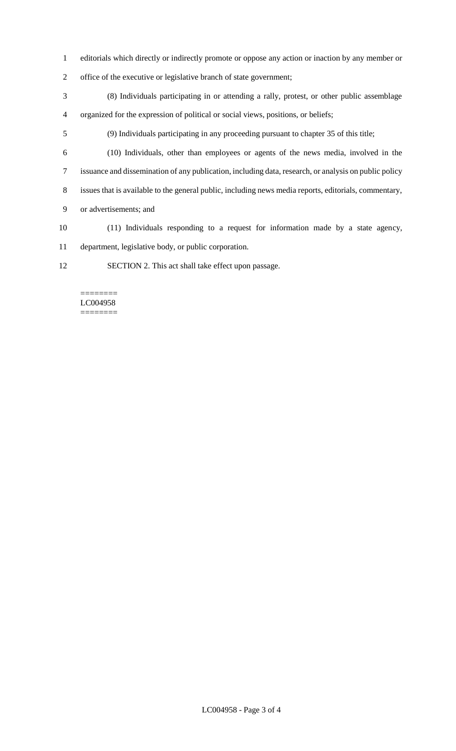editorials which directly or indirectly promote or oppose any action or inaction by any member or office of the executive or legislative branch of state government;

(8) Individuals participating in or attending a rally, protest, or other public assemblage organized for the expression of political or social views, positions, or beliefs;

(9) Individuals participating in any proceeding pursuant to chapter 35 of this title;

(10) Individuals, other than employees or agents of the news media, involved in the issuance and dissemination of any publication, including data, research, or analysis on public policy issues that is available to the general public, including news media reports, editorials, commentary, or advertisements; and

(11) Individuals responding to a request for information made by a state agency, department, legislative body, or public corporation.

SECTION 2. This act shall take effect upon passage.

========
LC004958
========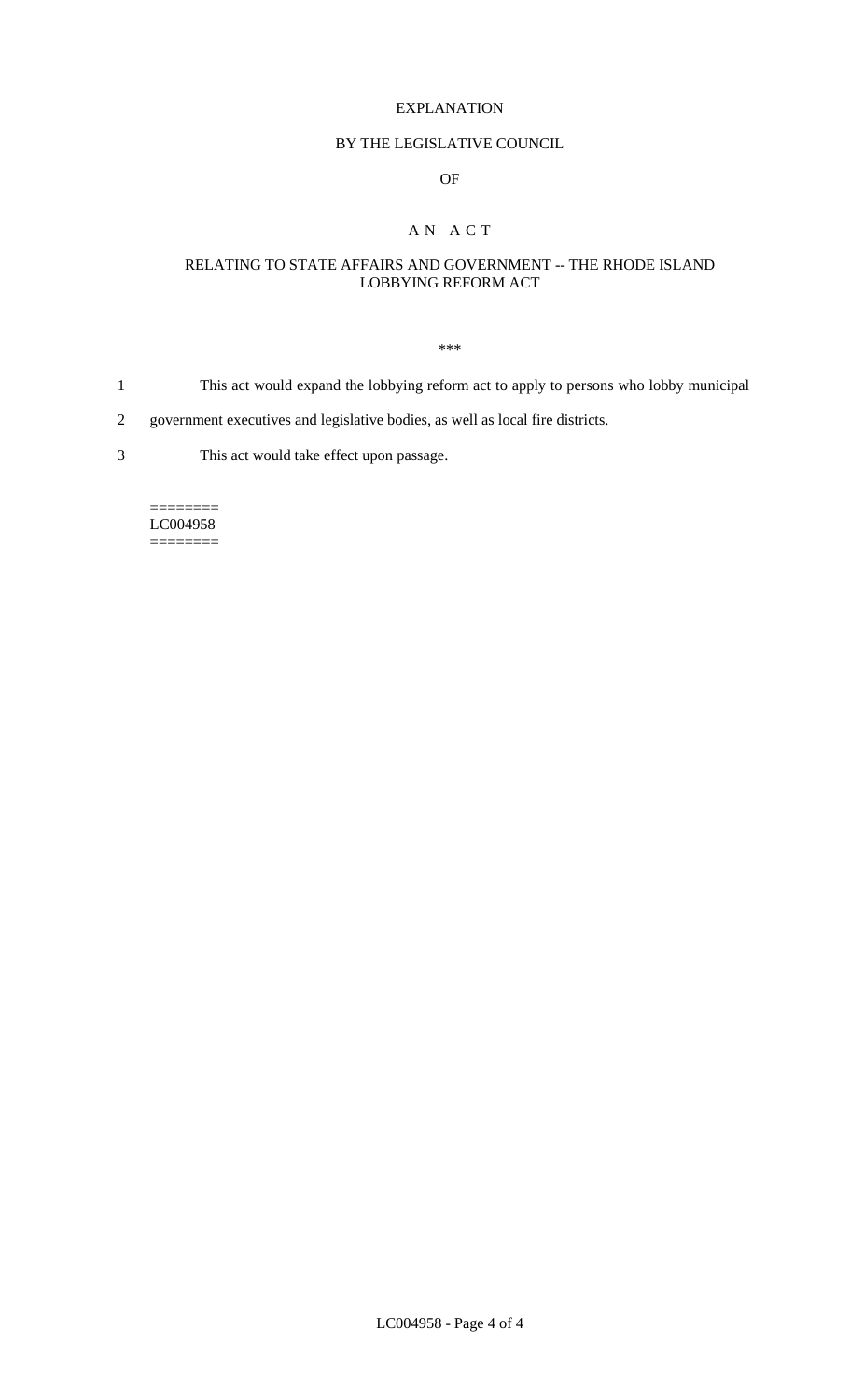EXPLANATION

BY THE LEGISLATIVE COUNCIL

OF

A N A C T

RELATING TO STATE AFFAIRS AND GOVERNMENT -- THE RHODE ISLAND LOBBYING REFORM ACT

\*\*\*

1 This act would expand the lobbying reform act to apply to persons who lobby municipal
2 government executives and legislative bodies, as well as local fire districts.
3 This act would take effect upon passage.

========
LC004958
========